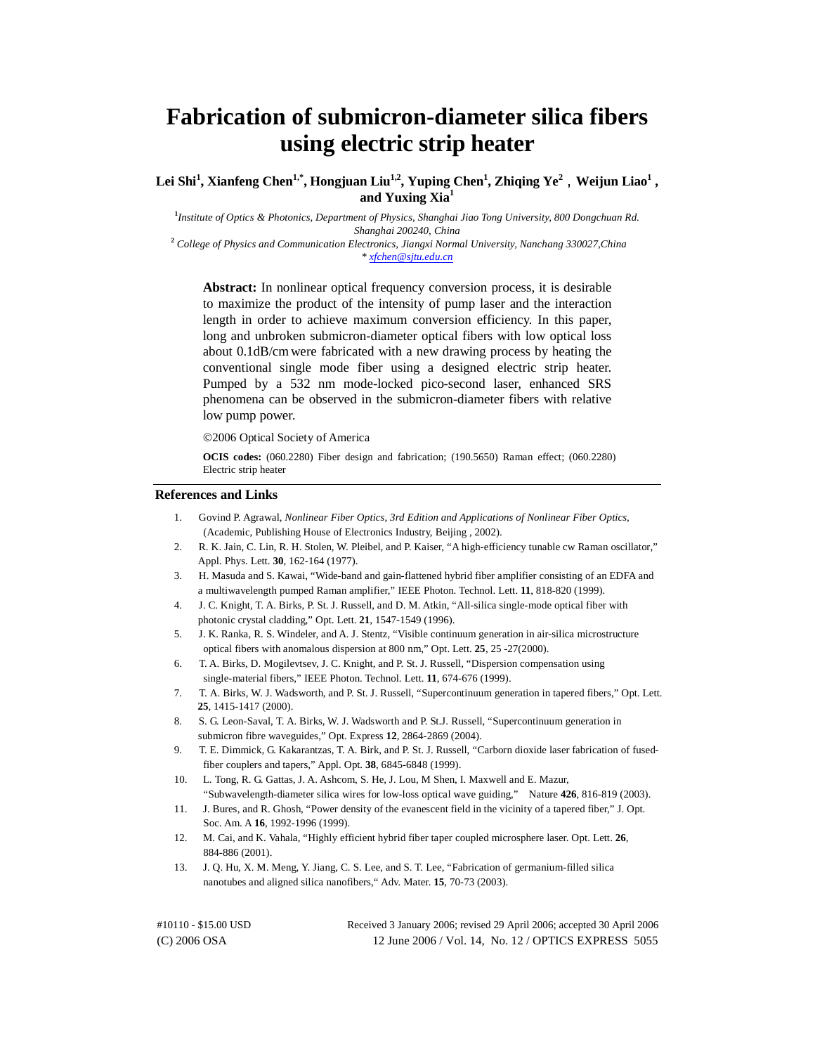# Fabrication of submicron-diameter silica fibers using electric strip heater

**Lei Shi[1], Xianfeng Chen[1,*], Hongjuan Liu[1,2], Yuping Chen[1], Zhiqing Ye[2], Weijun Liao[1], and Yuxing Xia[1]**

[1]*Institute of Optics & Photonics, Department of Physics, Shanghai Jiao Tong University, 800 Dongchuan Rd. Shanghai 200240, China*

[2] *College of Physics and Communication Electronics, Jiangxi Normal University, Nanchang 330027,China*

*\* xfchen@sjtu.edu.cn*

**Abstract:** In nonlinear optical frequency conversion process, it is desirable to maximize the product of the intensity of pump laser and the interaction length in order to achieve maximum conversion efficiency. In this paper, long and unbroken submicron-diameter optical fibers with low optical loss about 0.1dB/cm were fabricated with a new drawing process by heating the conventional single mode fiber using a designed electric strip heater. Pumped by a 532 nm mode-locked pico-second laser, enhanced SRS phenomena can be observed in the submicron-diameter fibers with relative low pump power.

©2006 Optical Society of America

**OCIS codes:** (060.2280) Fiber design and fabrication; (190.5650) Raman effect; (060.2280) Electric strip heater

## References and Links

1. Govind P. Agrawal, *Nonlinear Fiber Optics, 3rd Edition and Applications of Nonlinear Fiber Optics*, (Academic, Publishing House of Electronics Industry, Beijing , 2002).
2. R. K. Jain, C. Lin, R. H. Stolen, W. Pleibel, and P. Kaiser, "A high-efficiency tunable cw Raman oscillator," Appl. Phys. Lett. **30**, 162-164 (1977).
3. H. Masuda and S. Kawai, "Wide-band and gain-flattened hybrid fiber amplifier consisting of an EDFA and a multiwavelength pumped Raman amplifier," IEEE Photon. Technol. Lett. **11**, 818-820 (1999).
4. J. C. Knight, T. A. Birks, P. St. J. Russell, and D. M. Atkin, "All-silica single-mode optical fiber with photonic crystal cladding," Opt. Lett. **21**, 1547-1549 (1996).
5. J. K. Ranka, R. S. Windeler, and A. J. Stentz, "Visible continuum generation in air-silica microstructure optical fibers with anomalous dispersion at 800 nm," Opt. Lett. **25**, 25 -27(2000).
6. T. A. Birks, D. Mogilevtsev, J. C. Knight, and P. St. J. Russell, "Dispersion compensation using single-material fibers," IEEE Photon. Technol. Lett. **11**, 674-676 (1999).
7. T. A. Birks, W. J. Wadsworth, and P. St. J. Russell, "Supercontinuum generation in tapered fibers," Opt. Lett. **25**, 1415-1417 (2000).
8. S. G. Leon-Saval, T. A. Birks, W. J. Wadsworth and P. St.J. Russell, "Supercontinuum generation in submicron fibre waveguides," Opt. Express **12**, 2864-2869 (2004).
9. T. E. Dimmick, G. Kakarantzas, T. A. Birk, and P. St. J. Russell, "Carborn dioxide laser fabrication of fused-fiber couplers and tapers," Appl. Opt. **38**, 6845-6848 (1999).
10. L. Tong, R. G. Gattas, J. A. Ashcom, S. He, J. Lou, M Shen, I. Maxwell and E. Mazur, "Subwavelength-diameter silica wires for low-loss optical wave guiding," Nature **426**, 816-819 (2003).
11. J. Bures, and R. Ghosh, "Power density of the evanescent field in the vicinity of a tapered fiber," J. Opt. Soc. Am. A **16**, 1992-1996 (1999).
12. M. Cai, and K. Vahala, "Highly efficient hybrid fiber taper coupled microsphere laser. Opt. Lett. **26**, 884-886 (2001).
13. J. Q. Hu, X. M. Meng, Y. Jiang, C. S. Lee, and S. T. Lee, "Fabrication of germanium-filled silica nanotubes and aligned silica nanofibers," Adv. Mater. **15**, 70-73 (2003).

#10110 - $15.00 USD Received 3 January 2006; revised 29 April 2006; accepted 30 April 2006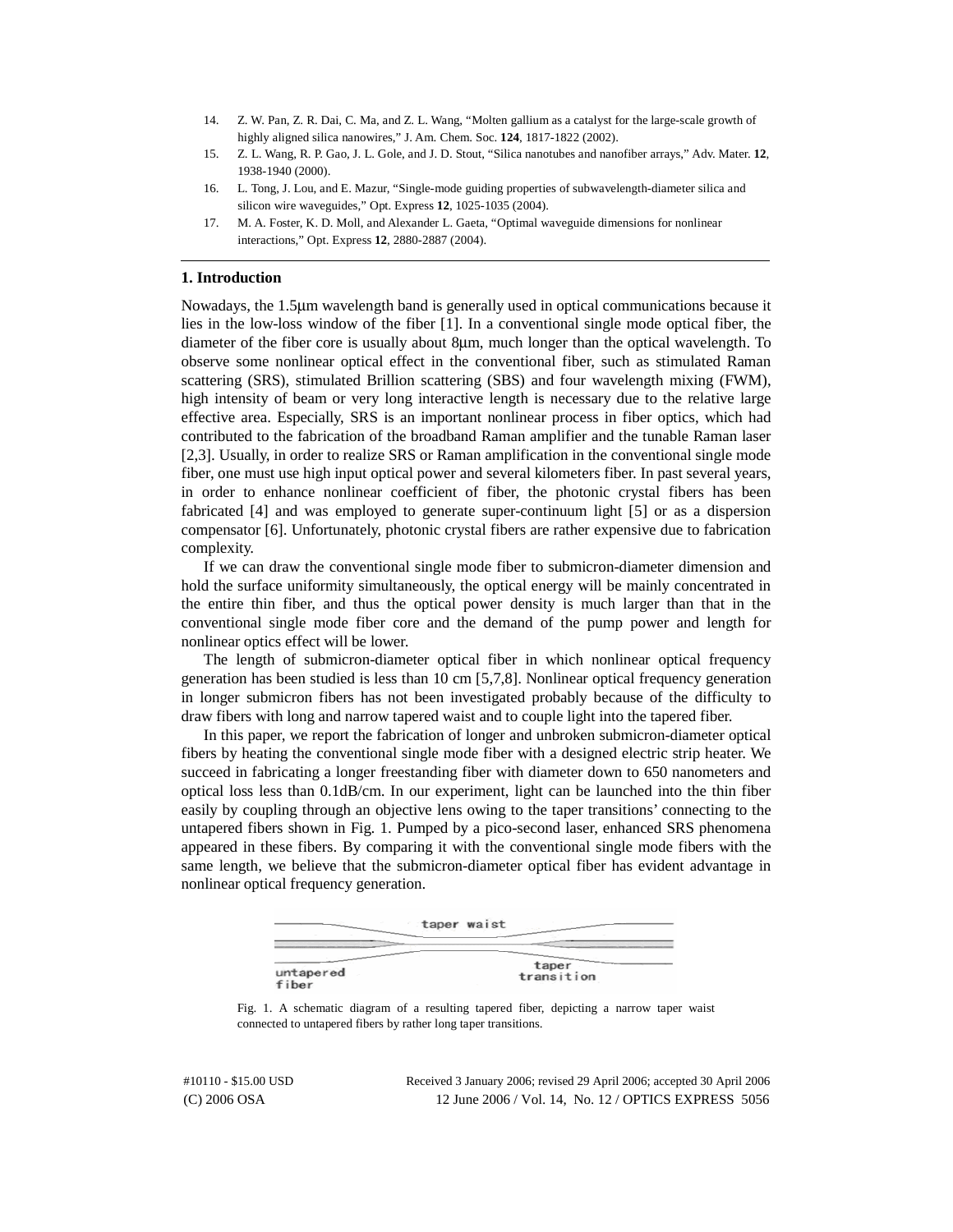14. Z. W. Pan, Z. R. Dai, C. Ma, and Z. L. Wang, "Molten gallium as a catalyst for the large-scale growth of highly aligned silica nanowires," J. Am. Chem. Soc. **124**, 1817-1822 (2002).
15. Z. L. Wang, R. P. Gao, J. L. Gole, and J. D. Stout, "Silica nanotubes and nanofiber arrays," Adv. Mater. **12**, 1938-1940 (2000).
16. L. Tong, J. Lou, and E. Mazur, "Single-mode guiding properties of subwavelength-diameter silica and silicon wire waveguides," Opt. Express **12**, 1025-1035 (2004).
17. M. A. Foster, K. D. Moll, and Alexander L. Gaeta, "Optimal waveguide dimensions for nonlinear interactions," Opt. Express **12**, 2880-2887 (2004).

## 1. Introduction

Nowadays, the 1.5μm wavelength band is generally used in optical communications because it lies in the low-loss window of the fiber [1]. In a conventional single mode optical fiber, the diameter of the fiber core is usually about 8μm, much longer than the optical wavelength. To observe some nonlinear optical effect in the conventional fiber, such as stimulated Raman scattering (SRS), stimulated Brillion scattering (SBS) and four wavelength mixing (FWM), high intensity of beam or very long interactive length is necessary due to the relative large effective area. Especially, SRS is an important nonlinear process in fiber optics, which had contributed to the fabrication of the broadband Raman amplifier and the tunable Raman laser [2,3]. Usually, in order to realize SRS or Raman amplification in the conventional single mode fiber, one must use high input optical power and several kilometers fiber. In past several years, in order to enhance nonlinear coefficient of fiber, the photonic crystal fibers has been fabricated [4] and was employed to generate super-continuum light [5] or as a dispersion compensator [6]. Unfortunately, photonic crystal fibers are rather expensive due to fabrication complexity.

If we can draw the conventional single mode fiber to submicron-diameter dimension and hold the surface uniformity simultaneously, the optical energy will be mainly concentrated in the entire thin fiber, and thus the optical power density is much larger than that in the conventional single mode fiber core and the demand of the pump power and length for nonlinear optics effect will be lower.

The length of submicron-diameter optical fiber in which nonlinear optical frequency generation has been studied is less than 10 cm [5,7,8]. Nonlinear optical frequency generation in longer submicron fibers has not been investigated probably because of the difficulty to draw fibers with long and narrow tapered waist and to couple light into the tapered fiber.

In this paper, we report the fabrication of longer and unbroken submicron-diameter optical fibers by heating the conventional single mode fiber with a designed electric strip heater. We succeed in fabricating a longer freestanding fiber with diameter down to 650 nanometers and optical loss less than 0.1dB/cm. In our experiment, light can be launched into the thin fiber easily by coupling through an objective lens owing to the taper transitions' connecting to the untapered fibers shown in Fig. 1. Pumped by a pico-second laser, enhanced SRS phenomena appeared in these fibers. By comparing it with the conventional single mode fibers with the same length, we believe that the submicron-diameter optical fiber has evident advantage in nonlinear optical frequency generation.

taper waist

untapered fiber

taper transition

Fig. 1. A schematic diagram of a resulting tapered fiber, depicting a narrow taper waist connected to untapered fibers by rather long taper transitions.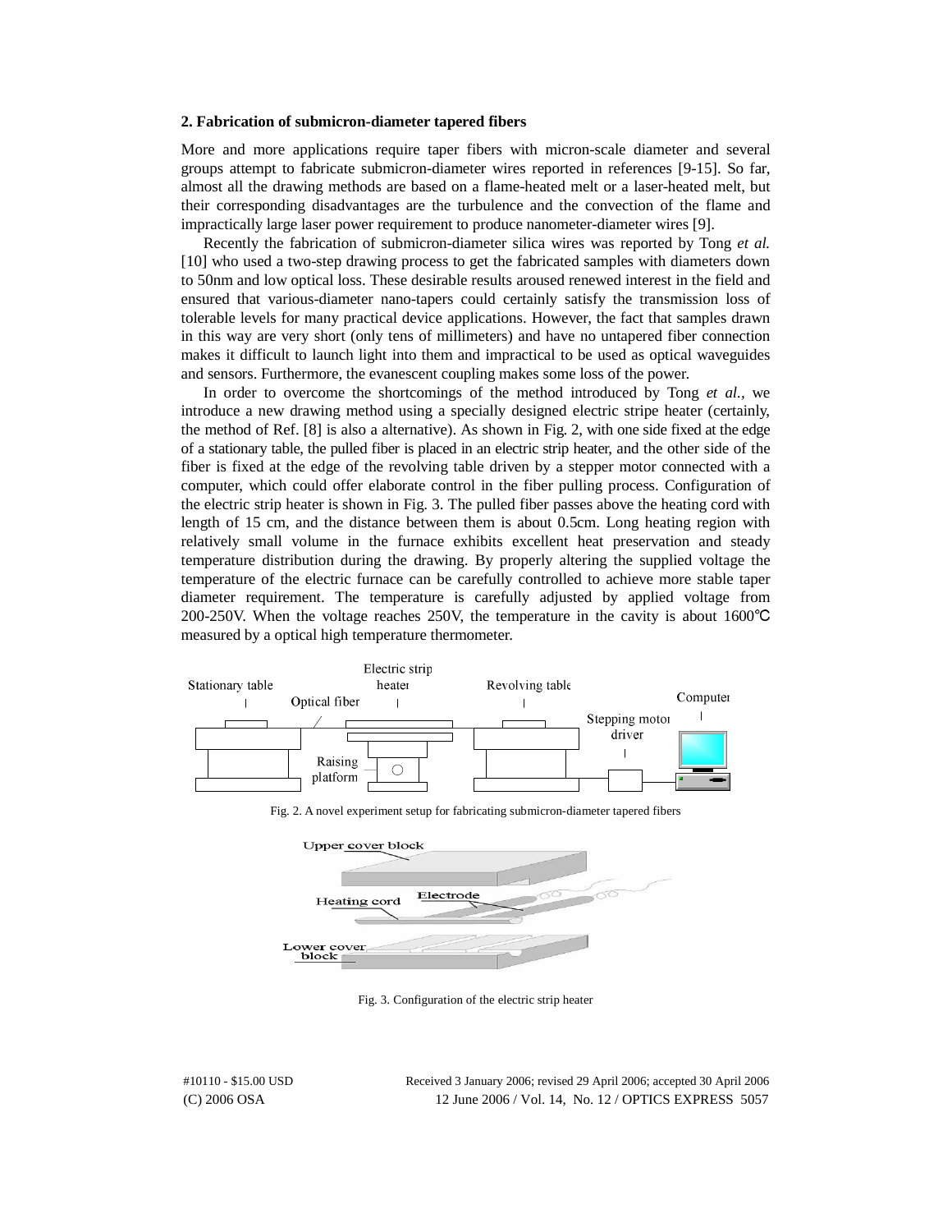**2. Fabrication of submicron-diameter tapered fibers**

More and more applications require taper fibers with micron-scale diameter and several groups attempt to fabricate submicron-diameter wires reported in references [9-15]. So far, almost all the drawing methods are based on a flame-heated melt or a laser-heated melt, but their corresponding disadvantages are the turbulence and the convection of the flame and impractically large laser power requirement to produce nanometer-diameter wires [9].

Recently the fabrication of submicron-diameter silica wires was reported by Tong *et al.* [10] who used a two-step drawing process to get the fabricated samples with diameters down to 50nm and low optical loss. These desirable results aroused renewed interest in the field and ensured that various-diameter nano-tapers could certainly satisfy the transmission loss of tolerable levels for many practical device applications. However, the fact that samples drawn in this way are very short (only tens of millimeters) and have no untapered fiber connection makes it difficult to launch light into them and impractical to be used as optical waveguides and sensors. Furthermore, the evanescent coupling makes some loss of the power.

In order to overcome the shortcomings of the method introduced by Tong *et al.*, we introduce a new drawing method using a specially designed electric stripe heater (certainly, the method of Ref. [8] is also a alternative). As shown in Fig. 2, with one side fixed at the edge of a stationary table, the pulled fiber is placed in an electric strip heater, and the other side of the fiber is fixed at the edge of the revolving table driven by a stepper motor connected with a computer, which could offer elaborate control in the fiber pulling process. Configuration of the electric strip heater is shown in Fig. 3. The pulled fiber passes above the heating cord with length of 15 cm, and the distance between them is about 0.5cm. Long heating region with relatively small volume in the furnace exhibits excellent heat preservation and steady temperature distribution during the drawing. By properly altering the supplied voltage the temperature of the electric furnace can be carefully controlled to achieve more stable taper diameter requirement. The temperature is carefully adjusted by applied voltage from 200-250V. When the voltage reaches 250V, the temperature in the cavity is about 1600℃ measured by a optical high temperature thermometer.

Stationary table, Optical fiber, Electric strip heater, Raising platform, Revolving table, Stepping motor driver, Computer

Fig. 2. A novel experiment setup for fabricating submicron-diameter tapered fibers

Upper cover block, Electrode, Heating cord, Lower cover block

Fig. 3. Configuration of the electric strip heater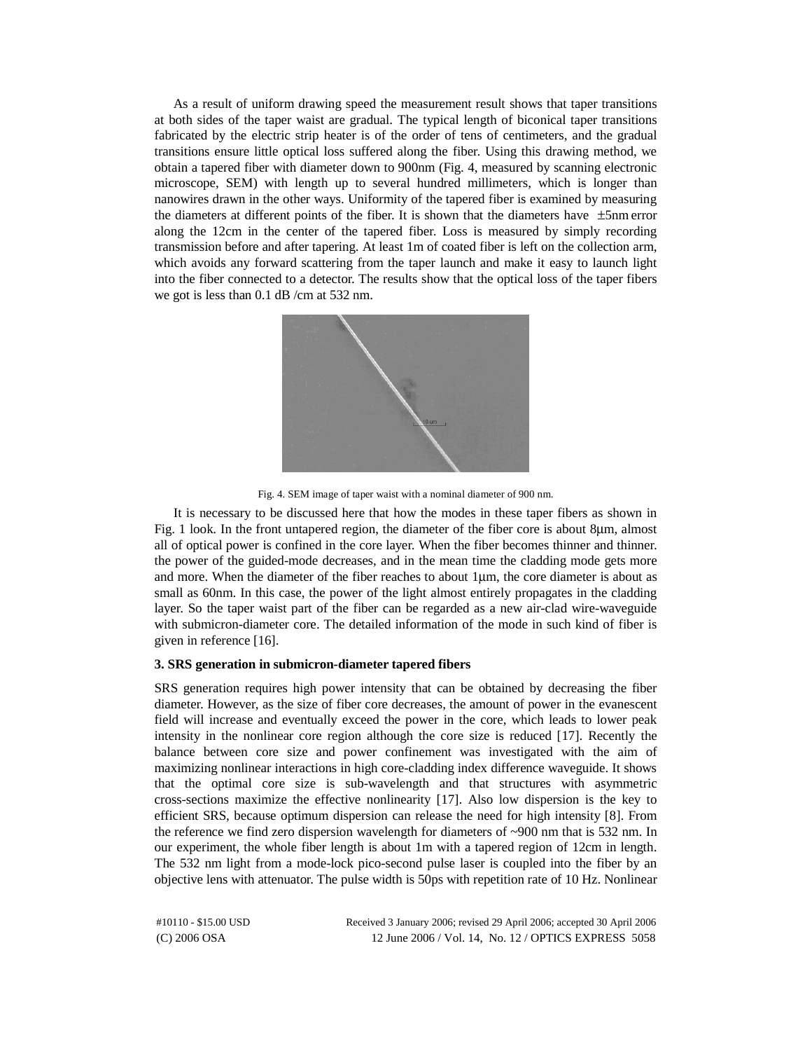As a result of uniform drawing speed the measurement result shows that taper transitions at both sides of the taper waist are gradual. The typical length of biconical taper transitions fabricated by the electric strip heater is of the order of tens of centimeters, and the gradual transitions ensure little optical loss suffered along the fiber. Using this drawing method, we obtain a tapered fiber with diameter down to 900nm (Fig. 4, measured by scanning electronic microscope, SEM) with length up to several hundred millimeters, which is longer than nanowires drawn in the other ways. Uniformity of the tapered fiber is examined by measuring the diameters at different points of the fiber. It is shown that the diameters have $\pm 5$nm error along the 12cm in the center of the tapered fiber. Loss is measured by simply recording transmission before and after tapering. At least 1m of coated fiber is left on the collection arm, which avoids any forward scattering from the taper launch and make it easy to launch light into the fiber connected to a detector. The results show that the optical loss of the taper fibers we got is less than 0.1 dB /cm at 532 nm.

Fig. 4. SEM image of taper waist with a nominal diameter of 900 nm.

It is necessary to be discussed here that how the modes in these taper fibers as shown in Fig. 1 look. In the front untapered region, the diameter of the fiber core is about 8μm, almost all of optical power is confined in the core layer. When the fiber becomes thinner and thinner. the power of the guided-mode decreases, and in the mean time the cladding mode gets more and more. When the diameter of the fiber reaches to about 1μm, the core diameter is about as small as 60nm. In this case, the power of the light almost entirely propagates in the cladding layer. So the taper waist part of the fiber can be regarded as a new air-clad wire-waveguide with submicron-diameter core. The detailed information of the mode in such kind of fiber is given in reference [16].

### 3. SRS generation in submicron-diameter tapered fibers

SRS generation requires high power intensity that can be obtained by decreasing the fiber diameter. However, as the size of fiber core decreases, the amount of power in the evanescent field will increase and eventually exceed the power in the core, which leads to lower peak intensity in the nonlinear core region although the core size is reduced [17]. Recently the balance between core size and power confinement was investigated with the aim of maximizing nonlinear interactions in high core-cladding index difference waveguide. It shows that the optimal core size is sub-wavelength and that structures with asymmetric cross-sections maximize the effective nonlinearity [17]. Also low dispersion is the key to efficient SRS, because optimum dispersion can release the need for high intensity [8]. From the reference we find zero dispersion wavelength for diameters of ~900 nm that is 532 nm. In our experiment, the whole fiber length is about 1m with a tapered region of 12cm in length. The 532 nm light from a mode-lock pico-second pulse laser is coupled into the fiber by an objective lens with attenuator. The pulse width is 50ps with repetition rate of 10 Hz. Nonlinear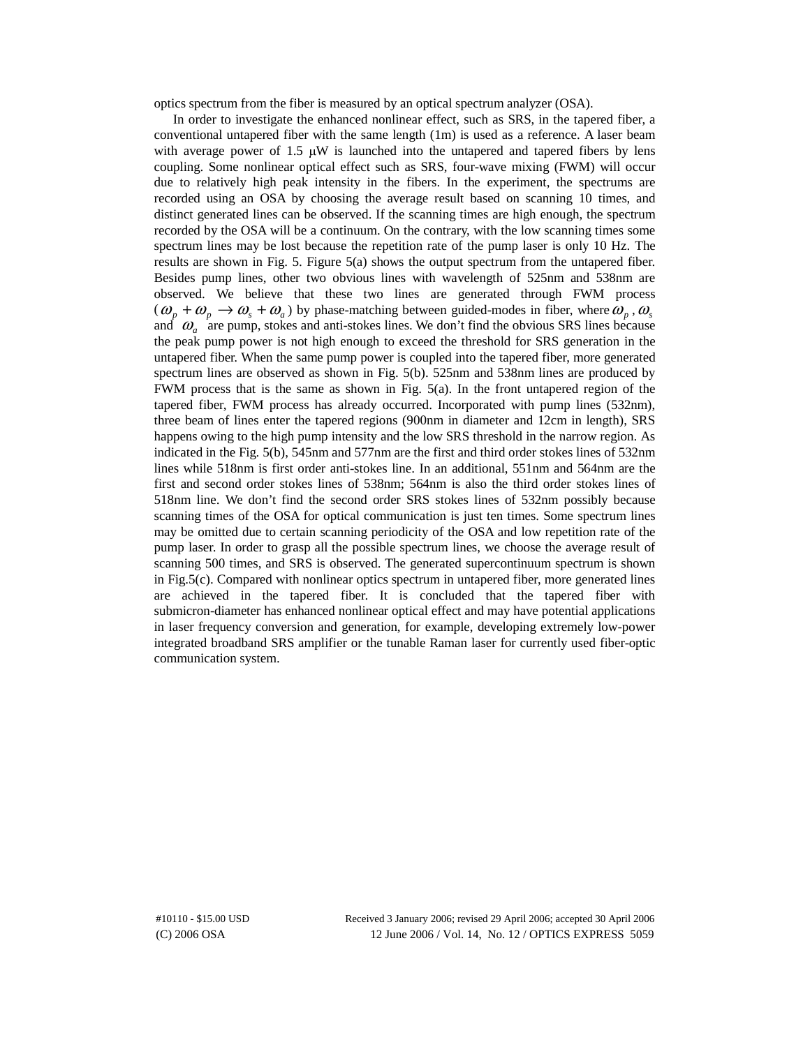optics spectrum from the fiber is measured by an optical spectrum analyzer (OSA).

In order to investigate the enhanced nonlinear effect, such as SRS, in the tapered fiber, a conventional untapered fiber with the same length (1m) is used as a reference. A laser beam with average power of 1.5 μW is launched into the untapered and tapered fibers by lens coupling. Some nonlinear optical effect such as SRS, four-wave mixing (FWM) will occur due to relatively high peak intensity in the fibers. In the experiment, the spectrums are recorded using an OSA by choosing the average result based on scanning 10 times, and distinct generated lines can be observed. If the scanning times are high enough, the spectrum recorded by the OSA will be a continuum. On the contrary, with the low scanning times some spectrum lines may be lost because the repetition rate of the pump laser is only 10 Hz. The results are shown in Fig. 5. Figure 5(a) shows the output spectrum from the untapered fiber. Besides pump lines, other two obvious lines with wavelength of 525nm and 538nm are observed. We believe that these two lines are generated through FWM process ($\omega_p + \omega_p \rightarrow \omega_s + \omega_a$) by phase-matching between guided-modes in fiber, where $\omega_p$, $\omega_s$ and $\omega_a$ are pump, stokes and anti-stokes lines. We don't find the obvious SRS lines because the peak pump power is not high enough to exceed the threshold for SRS generation in the untapered fiber. When the same pump power is coupled into the tapered fiber, more generated spectrum lines are observed as shown in Fig. 5(b). 525nm and 538nm lines are produced by FWM process that is the same as shown in Fig. 5(a). In the front untapered region of the tapered fiber, FWM process has already occurred. Incorporated with pump lines (532nm), three beam of lines enter the tapered regions (900nm in diameter and 12cm in length), SRS happens owing to the high pump intensity and the low SRS threshold in the narrow region. As indicated in the Fig. 5(b), 545nm and 577nm are the first and third order stokes lines of 532nm lines while 518nm is first order anti-stokes line. In an additional, 551nm and 564nm are the first and second order stokes lines of 538nm; 564nm is also the third order stokes lines of 518nm line. We don't find the second order SRS stokes lines of 532nm possibly because scanning times of the OSA for optical communication is just ten times. Some spectrum lines may be omitted due to certain scanning periodicity of the OSA and low repetition rate of the pump laser. In order to grasp all the possible spectrum lines, we choose the average result of scanning 500 times, and SRS is observed. The generated supercontinuum spectrum is shown in Fig.5(c). Compared with nonlinear optics spectrum in untapered fiber, more generated lines are achieved in the tapered fiber. It is concluded that the tapered fiber with submicron-diameter has enhanced nonlinear optical effect and may have potential applications in laser frequency conversion and generation, for example, developing extremely low-power integrated broadband SRS amplifier or the tunable Raman laser for currently used fiber-optic communication system.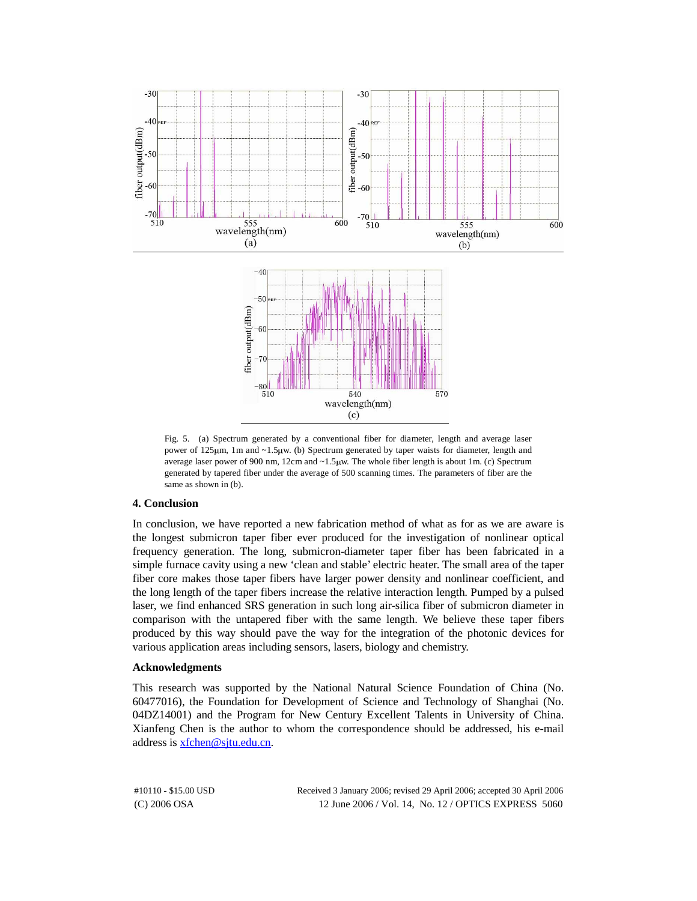-30
-40
-50
-60
-70
fiber output(dBm)
510
555
600
wavelength(nm)
(a)

-30
-40
-50
-60
-70
fiber output(dBm)
510
555
600
wavelength(nm)
(b)

-40
-50
-60
-70
-80
fiber output(dBm)
510
540
570
wavelength(nm)
(c)

Fig. 5. (a) Spectrum generated by a conventional fiber for diameter, length and average laser power of 125μm, 1m and ~1.5μw. (b) Spectrum generated by taper waists for diameter, length and average laser power of 900 nm, 12cm and ~1.5μw. The whole fiber length is about 1m. (c) Spectrum generated by tapered fiber under the average of 500 scanning times. The parameters of fiber are the same as shown in (b).

## 4. Conclusion

In conclusion, we have reported a new fabrication method of what as for as we are aware is the longest submicron taper fiber ever produced for the investigation of nonlinear optical frequency generation. The long, submicron-diameter taper fiber has been fabricated in a simple furnace cavity using a new 'clean and stable' electric heater. The small area of the taper fiber core makes those taper fibers have larger power density and nonlinear coefficient, and the long length of the taper fibers increase the relative interaction length. Pumped by a pulsed laser, we find enhanced SRS generation in such long air-silica fiber of submicron diameter in comparison with the untapered fiber with the same length. We believe these taper fibers produced by this way should pave the way for the integration of the photonic devices for various application areas including sensors, lasers, biology and chemistry.

## Acknowledgments

This research was supported by the National Natural Science Foundation of China (No. 60477016), the Foundation for Development of Science and Technology of Shanghai (No. 04DZ14001) and the Program for New Century Excellent Talents in University of China. Xianfeng Chen is the author to whom the correspondence should be addressed, his e-mail address is xfchen@sjtu.edu.cn.